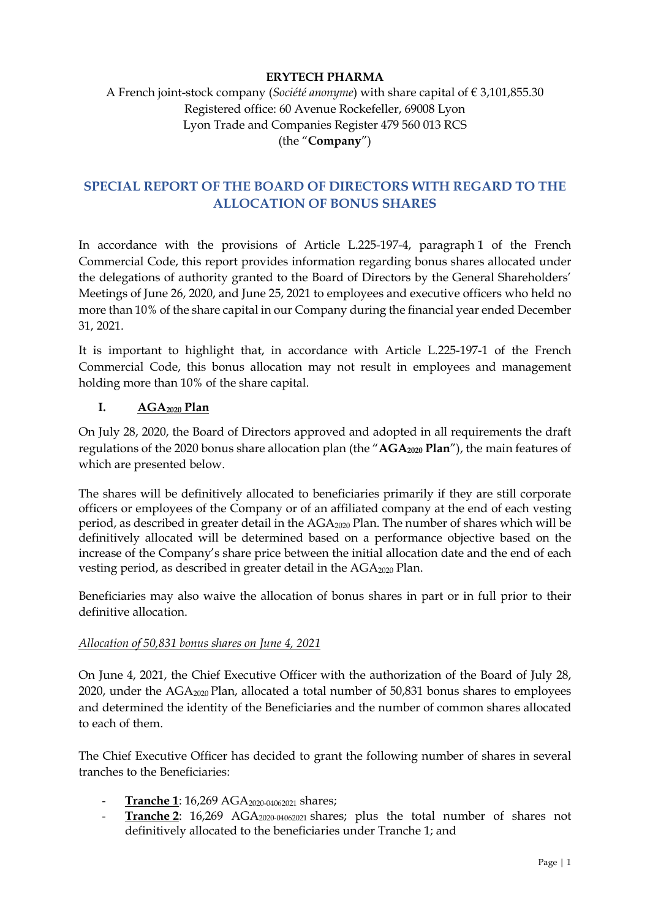**ERYTECH PHARMA**

A French joint-stock company (*Société anonyme*) with share capital of € 3,101,855.30
Registered office: 60 Avenue Rockefeller, 69008 Lyon
Lyon Trade and Companies Register 479 560 013 RCS
(the "**Company**")

# SPECIAL REPORT OF THE BOARD OF DIRECTORS WITH REGARD TO THE ALLOCATION OF BONUS SHARES

In accordance with the provisions of Article L.225-197-4, paragraph 1 of the French Commercial Code, this report provides information regarding bonus shares allocated under the delegations of authority granted to the Board of Directors by the General Shareholders' Meetings of June 26, 2020, and June 25, 2021 to employees and executive officers who held no more than 10% of the share capital in our Company during the financial year ended December 31, 2021.

It is important to highlight that, in accordance with Article L.225-197-1 of the French Commercial Code, this bonus allocation may not result in employees and management holding more than 10% of the share capital.

## I. AGA$_{2020}$ Plan

On July 28, 2020, the Board of Directors approved and adopted in all requirements the draft regulations of the 2020 bonus share allocation plan (the "**AGA$_{2020}$ Plan**"), the main features of which are presented below.

The shares will be definitively allocated to beneficiaries primarily if they are still corporate officers or employees of the Company or of an affiliated company at the end of each vesting period, as described in greater detail in the AGA$_{2020}$ Plan. The number of shares which will be definitively allocated will be determined based on a performance objective based on the increase of the Company's share price between the initial allocation date and the end of each vesting period, as described in greater detail in the AGA$_{2020}$ Plan.

Beneficiaries may also waive the allocation of bonus shares in part or in full prior to their definitive allocation.

*Allocation of 50,831 bonus shares on June 4, 2021*

On June 4, 2021, the Chief Executive Officer with the authorization of the Board of July 28, 2020, under the AGA$_{2020}$ Plan, allocated a total number of 50,831 bonus shares to employees and determined the identity of the Beneficiaries and the number of common shares allocated to each of them.

The Chief Executive Officer has decided to grant the following number of shares in several tranches to the Beneficiaries:

- **Tranche 1**: 16,269 AGA$_{2020\text{-}04062021}$ shares;
- **Tranche 2**: 16,269 AGA$_{2020\text{-}04062021}$ shares; plus the total number of shares not definitively allocated to the beneficiaries under Tranche 1; and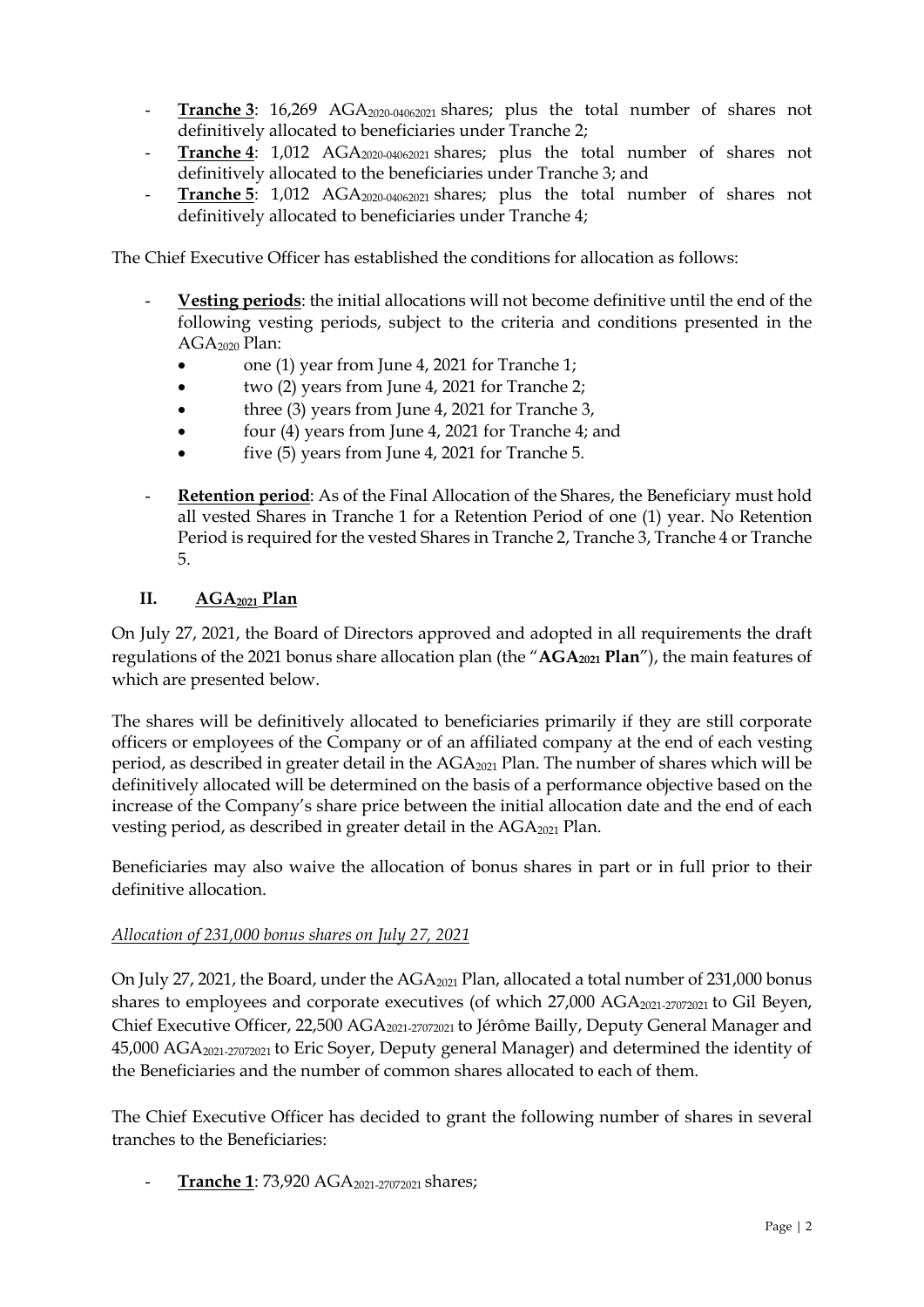- **Tranche 3**: 16,269 $AGA_{2020\text{-}04062021}$ shares; plus the total number of shares not definitively allocated to beneficiaries under Tranche 2;
- **Tranche 4**: 1,012 $AGA_{2020\text{-}04062021}$ shares; plus the total number of shares not definitively allocated to the beneficiaries under Tranche 3; and
- **Tranche 5**: 1,012 $AGA_{2020\text{-}04062021}$ shares; plus the total number of shares not definitively allocated to beneficiaries under Tranche 4;

The Chief Executive Officer has established the conditions for allocation as follows:

- **Vesting periods**: the initial allocations will not become definitive until the end of the following vesting periods, subject to the criteria and conditions presented in the $AGA_{2020}$ Plan:
  - one (1) year from June 4, 2021 for Tranche 1;
  - two (2) years from June 4, 2021 for Tranche 2;
  - three (3) years from June 4, 2021 for Tranche 3,
  - four (4) years from June 4, 2021 for Tranche 4; and
  - five (5) years from June 4, 2021 for Tranche 5.
- **Retention period**: As of the Final Allocation of the Shares, the Beneficiary must hold all vested Shares in Tranche 1 for a Retention Period of one (1) year. No Retention Period is required for the vested Shares in Tranche 2, Tranche 3, Tranche 4 or Tranche 5.

## II. $AGA_{2021}$ Plan

On July 27, 2021, the Board of Directors approved and adopted in all requirements the draft regulations of the 2021 bonus share allocation plan (the "**$AGA_{2021}$ Plan**"), the main features of which are presented below.

The shares will be definitively allocated to beneficiaries primarily if they are still corporate officers or employees of the Company or of an affiliated company at the end of each vesting period, as described in greater detail in the $AGA_{2021}$ Plan. The number of shares which will be definitively allocated will be determined on the basis of a performance objective based on the increase of the Company's share price between the initial allocation date and the end of each vesting period, as described in greater detail in the $AGA_{2021}$ Plan.

Beneficiaries may also waive the allocation of bonus shares in part or in full prior to their definitive allocation.

*Allocation of 231,000 bonus shares on July 27, 2021*

On July 27, 2021, the Board, under the $AGA_{2021}$ Plan, allocated a total number of 231,000 bonus shares to employees and corporate executives (of which 27,000 $AGA_{2021\text{-}27072021}$ to Gil Beyen, Chief Executive Officer, 22,500 $AGA_{2021\text{-}27072021}$ to Jérôme Bailly, Deputy General Manager and 45,000 $AGA_{2021\text{-}27072021}$ to Eric Soyer, Deputy general Manager) and determined the identity of the Beneficiaries and the number of common shares allocated to each of them.

The Chief Executive Officer has decided to grant the following number of shares in several tranches to the Beneficiaries:

- **Tranche 1**: 73,920 $AGA_{2021\text{-}27072021}$ shares;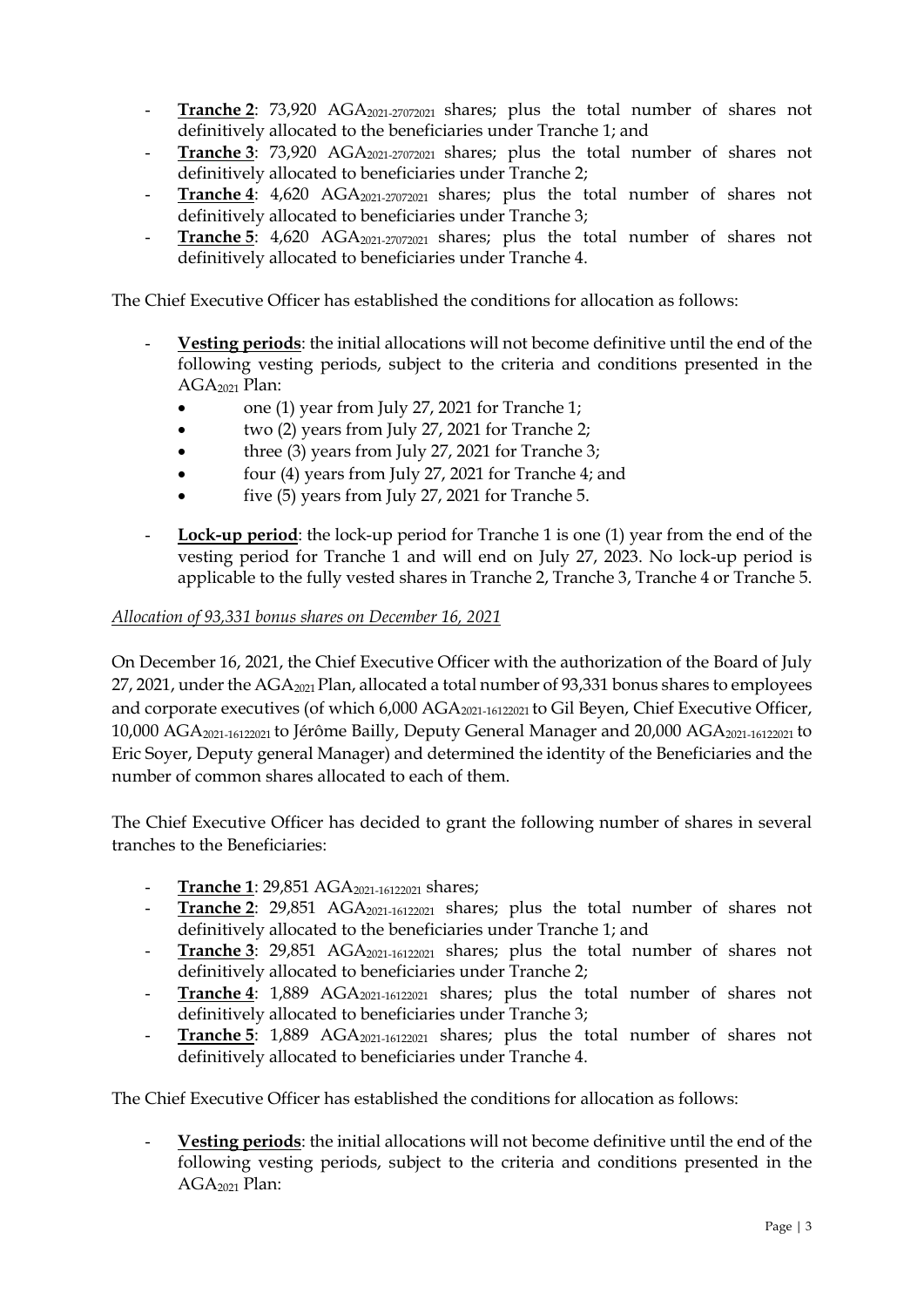- **Tranche 2**: 73,920 $AGA_{2021\text{-}27072021}$ shares; plus the total number of shares not definitively allocated to the beneficiaries under Tranche 1; and
- **Tranche 3**: 73,920 $AGA_{2021\text{-}27072021}$ shares; plus the total number of shares not definitively allocated to beneficiaries under Tranche 2;
- **Tranche 4**: 4,620 $AGA_{2021\text{-}27072021}$ shares; plus the total number of shares not definitively allocated to beneficiaries under Tranche 3;
- **Tranche 5**: 4,620 $AGA_{2021\text{-}27072021}$ shares; plus the total number of shares not definitively allocated to beneficiaries under Tranche 4.

The Chief Executive Officer has established the conditions for allocation as follows:

- **Vesting periods**: the initial allocations will not become definitive until the end of the following vesting periods, subject to the criteria and conditions presented in the $AGA_{2021}$ Plan:
  - one (1) year from July 27, 2021 for Tranche 1;
  - two (2) years from July 27, 2021 for Tranche 2;
  - three (3) years from July 27, 2021 for Tranche 3;
  - four (4) years from July 27, 2021 for Tranche 4; and
  - five (5) years from July 27, 2021 for Tranche 5.
- **Lock-up period**: the lock-up period for Tranche 1 is one (1) year from the end of the vesting period for Tranche 1 and will end on July 27, 2023. No lock-up period is applicable to the fully vested shares in Tranche 2, Tranche 3, Tranche 4 or Tranche 5.

*Allocation of 93,331 bonus shares on December 16, 2021*

On December 16, 2021, the Chief Executive Officer with the authorization of the Board of July 27, 2021, under the $AGA_{2021}$ Plan, allocated a total number of 93,331 bonus shares to employees and corporate executives (of which 6,000 $AGA_{2021\text{-}16122021}$ to Gil Beyen, Chief Executive Officer, 10,000 $AGA_{2021\text{-}16122021}$ to Jérôme Bailly, Deputy General Manager and 20,000 $AGA_{2021\text{-}16122021}$ to Eric Soyer, Deputy general Manager) and determined the identity of the Beneficiaries and the number of common shares allocated to each of them.

The Chief Executive Officer has decided to grant the following number of shares in several tranches to the Beneficiaries:

- **Tranche 1**: 29,851 $AGA_{2021\text{-}16122021}$ shares;
- **Tranche 2**: 29,851 $AGA_{2021\text{-}16122021}$ shares; plus the total number of shares not definitively allocated to the beneficiaries under Tranche 1; and
- **Tranche 3**: 29,851 $AGA_{2021\text{-}16122021}$ shares; plus the total number of shares not definitively allocated to beneficiaries under Tranche 2;
- **Tranche 4**: 1,889 $AGA_{2021\text{-}16122021}$ shares; plus the total number of shares not definitively allocated to beneficiaries under Tranche 3;
- **Tranche 5**: 1,889 $AGA_{2021\text{-}16122021}$ shares; plus the total number of shares not definitively allocated to beneficiaries under Tranche 4.

The Chief Executive Officer has established the conditions for allocation as follows:

- **Vesting periods**: the initial allocations will not become definitive until the end of the following vesting periods, subject to the criteria and conditions presented in the $AGA_{2021}$ Plan: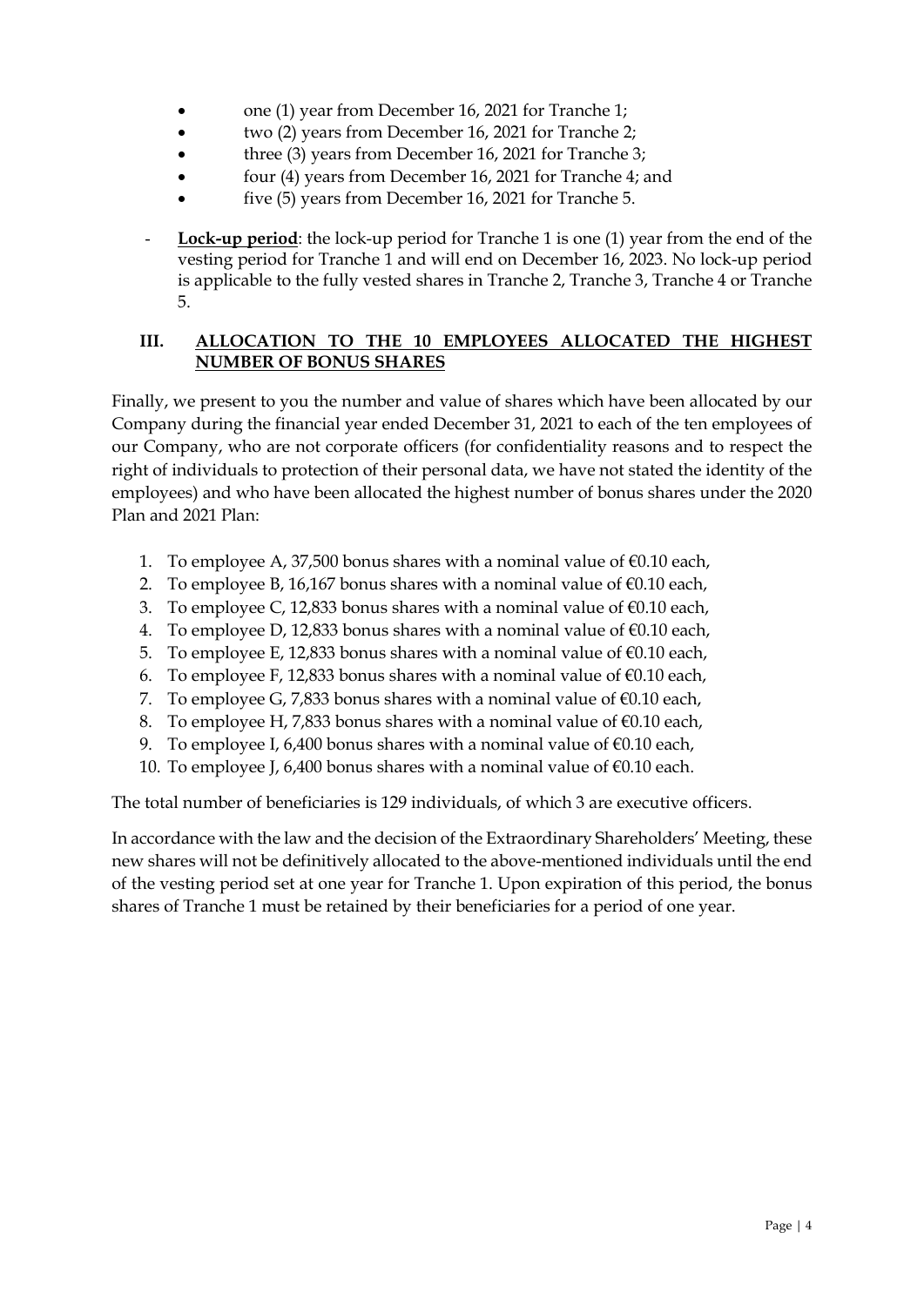- one (1) year from December 16, 2021 for Tranche 1;
- two (2) years from December 16, 2021 for Tranche 2;
- three (3) years from December 16, 2021 for Tranche 3;
- four (4) years from December 16, 2021 for Tranche 4; and
- five (5) years from December 16, 2021 for Tranche 5.

- **Lock-up period**: the lock-up period for Tranche 1 is one (1) year from the end of the vesting period for Tranche 1 and will end on December 16, 2023. No lock-up period is applicable to the fully vested shares in Tranche 2, Tranche 3, Tranche 4 or Tranche 5.

## III. ALLOCATION TO THE 10 EMPLOYEES ALLOCATED THE HIGHEST NUMBER OF BONUS SHARES

Finally, we present to you the number and value of shares which have been allocated by our Company during the financial year ended December 31, 2021 to each of the ten employees of our Company, who are not corporate officers (for confidentiality reasons and to respect the right of individuals to protection of their personal data, we have not stated the identity of the employees) and who have been allocated the highest number of bonus shares under the 2020 Plan and 2021 Plan:

1. To employee A, 37,500 bonus shares with a nominal value of €0.10 each,
2. To employee B, 16,167 bonus shares with a nominal value of €0.10 each,
3. To employee C, 12,833 bonus shares with a nominal value of €0.10 each,
4. To employee D, 12,833 bonus shares with a nominal value of €0.10 each,
5. To employee E, 12,833 bonus shares with a nominal value of €0.10 each,
6. To employee F, 12,833 bonus shares with a nominal value of €0.10 each,
7. To employee G, 7,833 bonus shares with a nominal value of €0.10 each,
8. To employee H, 7,833 bonus shares with a nominal value of €0.10 each,
9. To employee I, 6,400 bonus shares with a nominal value of €0.10 each,
10. To employee J, 6,400 bonus shares with a nominal value of €0.10 each.

The total number of beneficiaries is 129 individuals, of which 3 are executive officers.

In accordance with the law and the decision of the Extraordinary Shareholders' Meeting, these new shares will not be definitively allocated to the above-mentioned individuals until the end of the vesting period set at one year for Tranche 1. Upon expiration of this period, the bonus shares of Tranche 1 must be retained by their beneficiaries for a period of one year.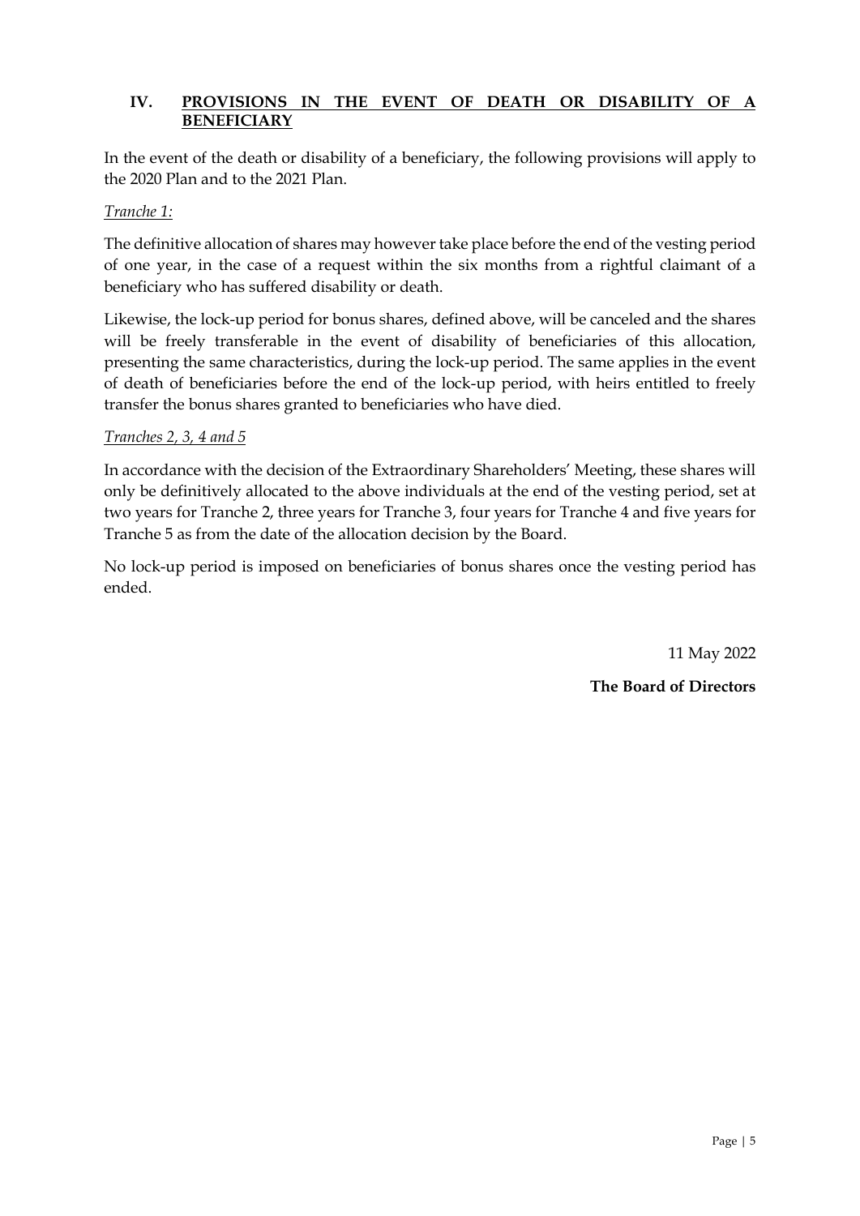## IV. PROVISIONS IN THE EVENT OF DEATH OR DISABILITY OF A BENEFICIARY

In the event of the death or disability of a beneficiary, the following provisions will apply to the 2020 Plan and to the 2021 Plan.

*Tranche 1:*

The definitive allocation of shares may however take place before the end of the vesting period of one year, in the case of a request within the six months from a rightful claimant of a beneficiary who has suffered disability or death.

Likewise, the lock-up period for bonus shares, defined above, will be canceled and the shares will be freely transferable in the event of disability of beneficiaries of this allocation, presenting the same characteristics, during the lock-up period. The same applies in the event of death of beneficiaries before the end of the lock-up period, with heirs entitled to freely transfer the bonus shares granted to beneficiaries who have died.

*Tranches 2, 3, 4 and 5*

In accordance with the decision of the Extraordinary Shareholders' Meeting, these shares will only be definitively allocated to the above individuals at the end of the vesting period, set at two years for Tranche 2, three years for Tranche 3, four years for Tranche 4 and five years for Tranche 5 as from the date of the allocation decision by the Board.

No lock-up period is imposed on beneficiaries of bonus shares once the vesting period has ended.

11 May 2022

**The Board of Directors**